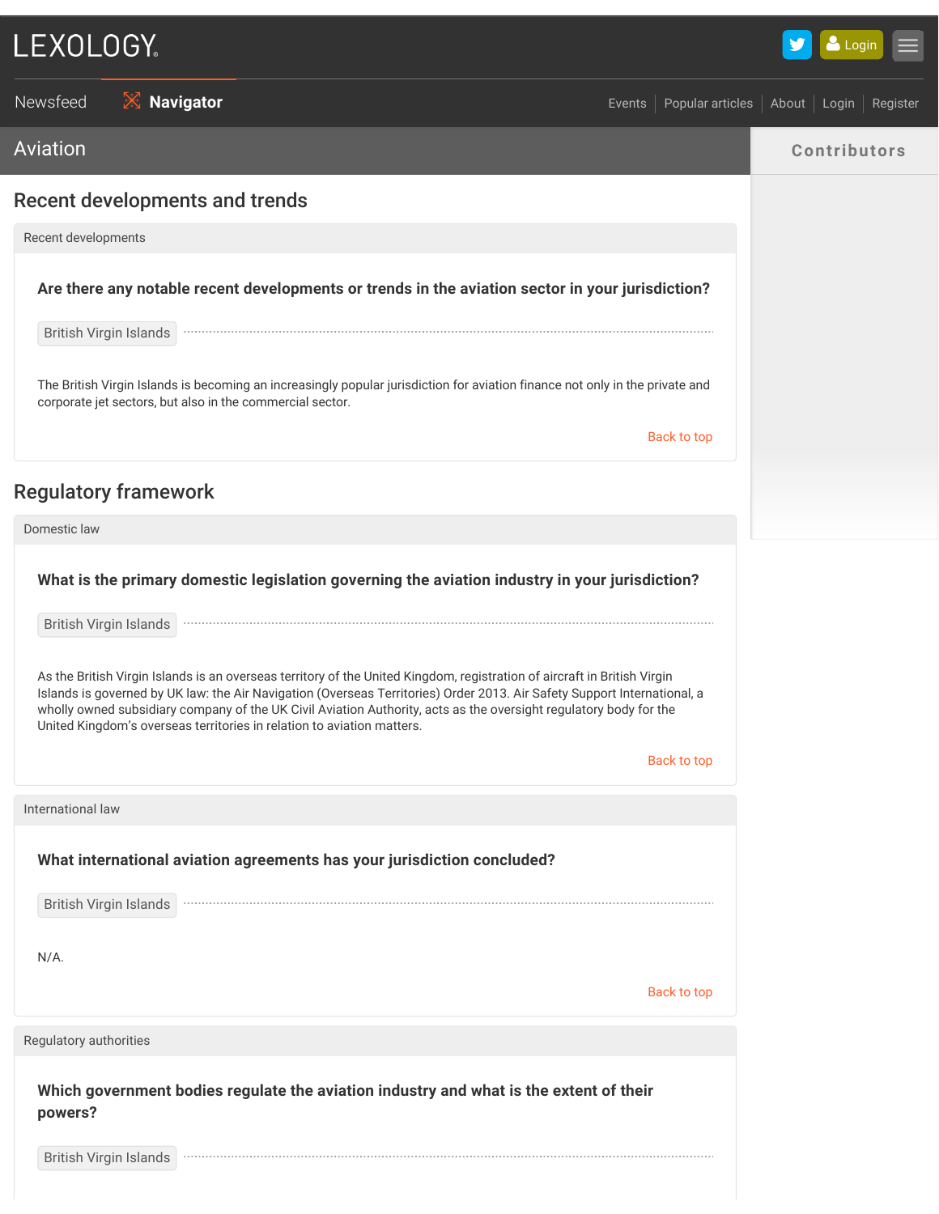# Aviation

## Recent developments and trends

### Recent developments

**Are there any notable recent developments or trends in the aviation sector in your jurisdiction?**

British Virgin Islands

The British Virgin Islands is becoming an increasingly popular jurisdiction for aviation finance not only in the private and corporate jet sectors, but also in the commercial sector.

## Regulatory framework

### Domestic law

**What is the primary domestic legislation governing the aviation industry in your jurisdiction?**

British Virgin Islands

As the British Virgin Islands is an overseas territory of the United Kingdom, registration of aircraft in British Virgin Islands is governed by UK law: the Air Navigation (Overseas Territories) Order 2013. Air Safety Support International, a wholly owned subsidiary company of the UK Civil Aviation Authority, acts as the oversight regulatory body for the United Kingdom's overseas territories in relation to aviation matters.

### International law

**What international aviation agreements has your jurisdiction concluded?**

British Virgin Islands

N/A.

### Regulatory authorities

**Which government bodies regulate the aviation industry and what is the extent of their powers?**

British Virgin Islands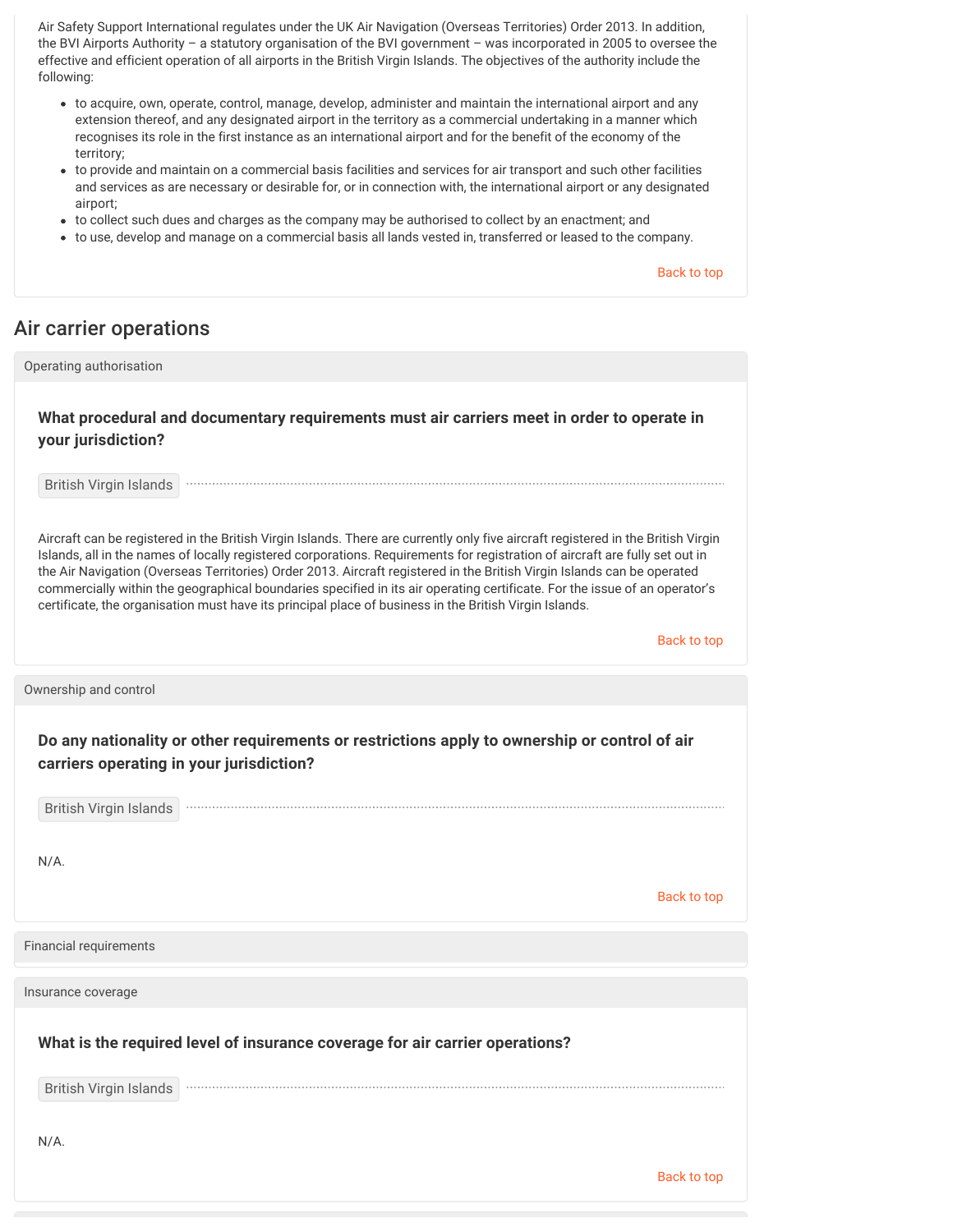Air Safety Support International regulates under the UK Air Navigation (Overseas Territories) Order 2013. In addition, the BVI Airports Authority – a statutory organisation of the BVI government – was incorporated in 2005 to oversee the effective and efficient operation of all airports in the British Virgin Islands. The objectives of the authority include the following:

- to acquire, own, operate, control, manage, develop, administer and maintain the international airport and any extension thereof, and any designated airport in the territory as a commercial undertaking in a manner which recognises its role in the first instance as an international airport and for the benefit of the economy of the territory;
- to provide and maintain on a commercial basis facilities and services for air transport and such other facilities and services as are necessary or desirable for, or in connection with, the international airport or any designated airport;
- to collect such dues and charges as the company may be authorised to collect by an enactment; and
- to use, develop and manage on a commercial basis all lands vested in, transferred or leased to the company.

Back to top

## Air carrier operations

### Operating authorisation

**What procedural and documentary requirements must air carriers meet in order to operate in your jurisdiction?**

British Virgin Islands

Aircraft can be registered in the British Virgin Islands. There are currently only five aircraft registered in the British Virgin Islands, all in the names of locally registered corporations. Requirements for registration of aircraft are fully set out in the Air Navigation (Overseas Territories) Order 2013. Aircraft registered in the British Virgin Islands can be operated commercially within the geographical boundaries specified in its air operating certificate. For the issue of an operator's certificate, the organisation must have its principal place of business in the British Virgin Islands.

Back to top

### Ownership and control

**Do any nationality or other requirements or restrictions apply to ownership or control of air carriers operating in your jurisdiction?**

British Virgin Islands

N/A.

Back to top

### Financial requirements

### Insurance coverage

**What is the required level of insurance coverage for air carrier operations?**

British Virgin Islands

N/A.

Back to top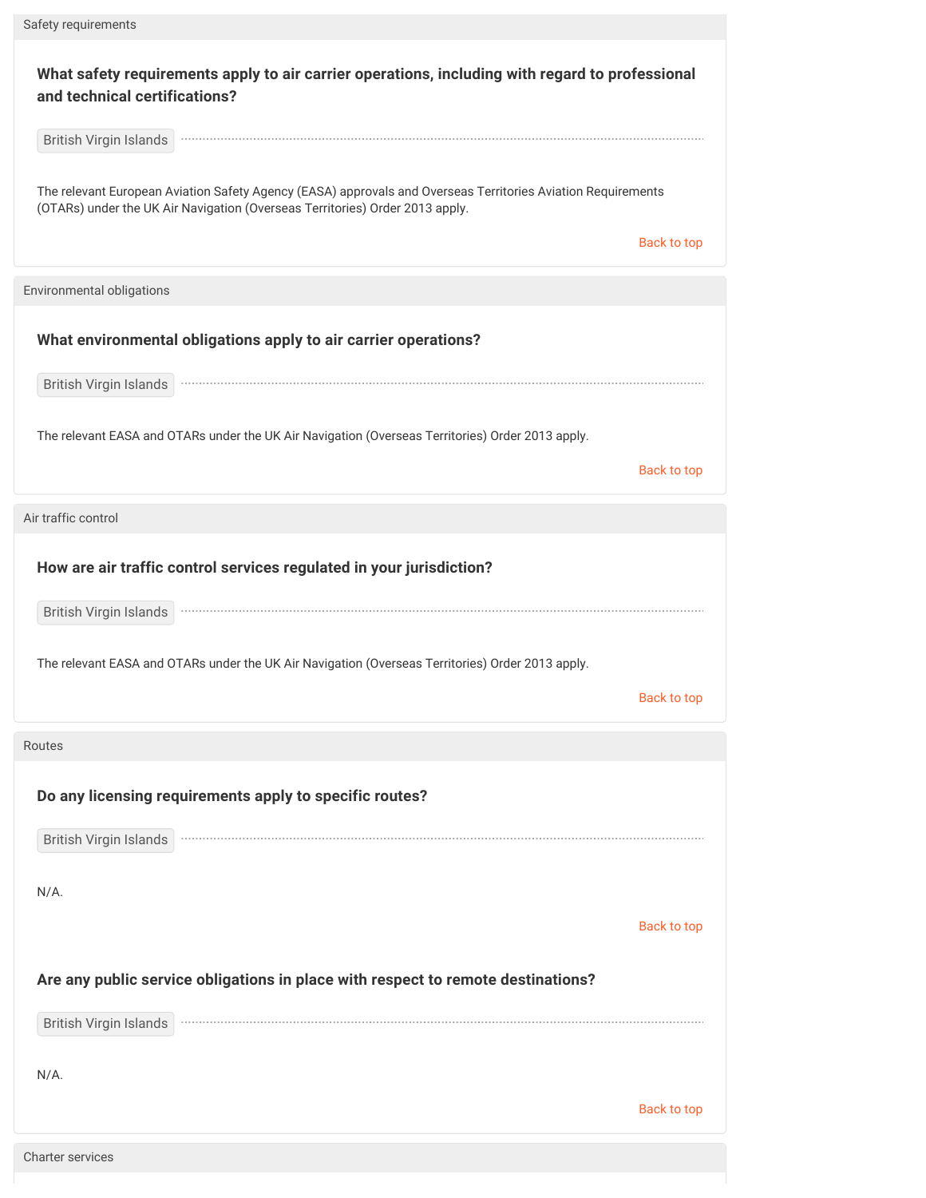## Safety requirements

### What safety requirements apply to air carrier operations, including with regard to professional and technical certifications?

British Virgin Islands

The relevant European Aviation Safety Agency (EASA) approvals and Overseas Territories Aviation Requirements (OTARs) under the UK Air Navigation (Overseas Territories) Order 2013 apply.

Back to top

## Environmental obligations

### What environmental obligations apply to air carrier operations?

British Virgin Islands

The relevant EASA and OTARs under the UK Air Navigation (Overseas Territories) Order 2013 apply.

Back to top

## Air traffic control

### How are air traffic control services regulated in your jurisdiction?

British Virgin Islands

The relevant EASA and OTARs under the UK Air Navigation (Overseas Territories) Order 2013 apply.

Back to top

## Routes

### Do any licensing requirements apply to specific routes?

British Virgin Islands

N/A.

Back to top

### Are any public service obligations in place with respect to remote destinations?

British Virgin Islands

N/A.

Back to top

## Charter services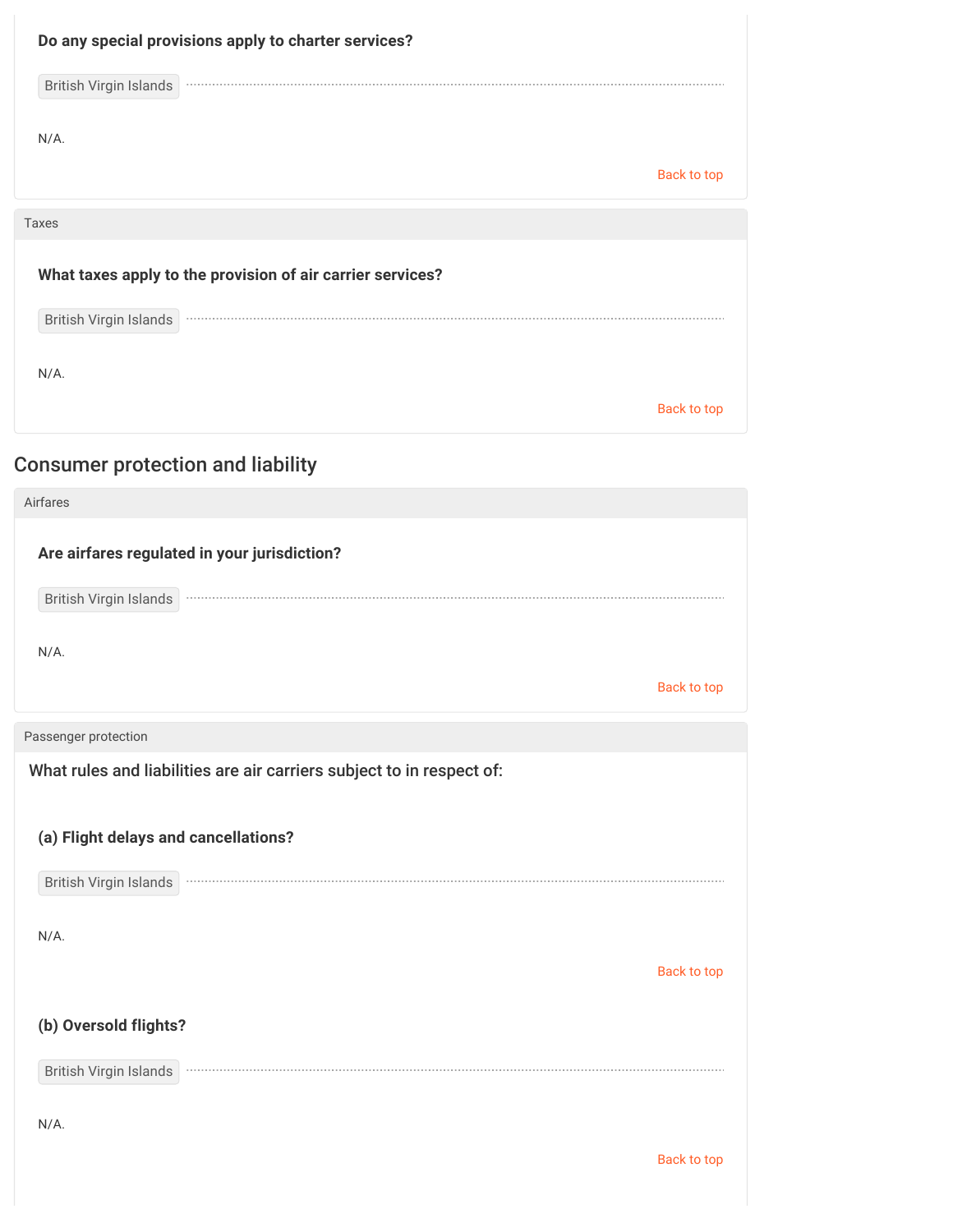**Do any special provisions apply to charter services?**

British Virgin Islands

N/A.

Back to top

### Taxes

**What taxes apply to the provision of air carrier services?**

British Virgin Islands

N/A.

Back to top

## Consumer protection and liability

### Airfares

**Are airfares regulated in your jurisdiction?**

British Virgin Islands

N/A.

Back to top

### Passenger protection

What rules and liabilities are air carriers subject to in respect of:

**(a) Flight delays and cancellations?**

British Virgin Islands

N/A.

Back to top

**(b) Oversold flights?**

British Virgin Islands

N/A.

Back to top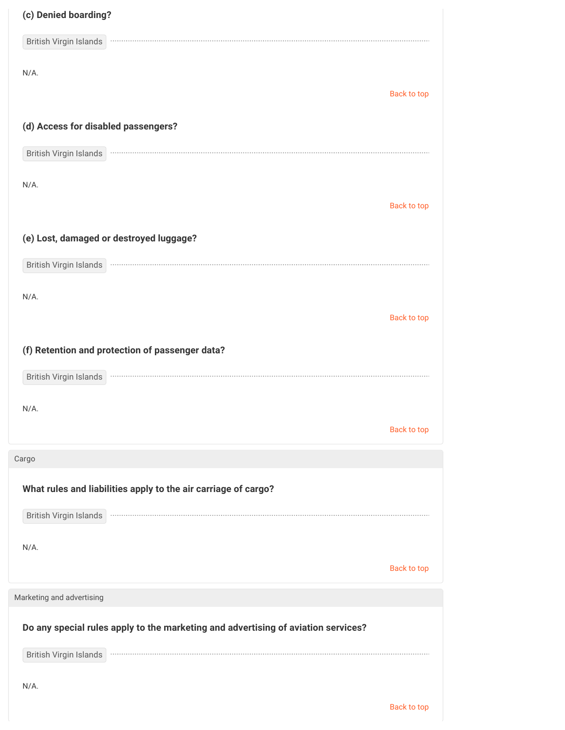**(c) Denied boarding?**

British Virgin Islands

N/A.

Back to top

**(d) Access for disabled passengers?**

British Virgin Islands

N/A.

Back to top

**(e) Lost, damaged or destroyed luggage?**

British Virgin Islands

N/A.

Back to top

**(f) Retention and protection of passenger data?**

British Virgin Islands

N/A.

Back to top

## Cargo

**What rules and liabilities apply to the air carriage of cargo?**

British Virgin Islands

N/A.

Back to top

## Marketing and advertising

**Do any special rules apply to the marketing and advertising of aviation services?**

British Virgin Islands

N/A.

Back to top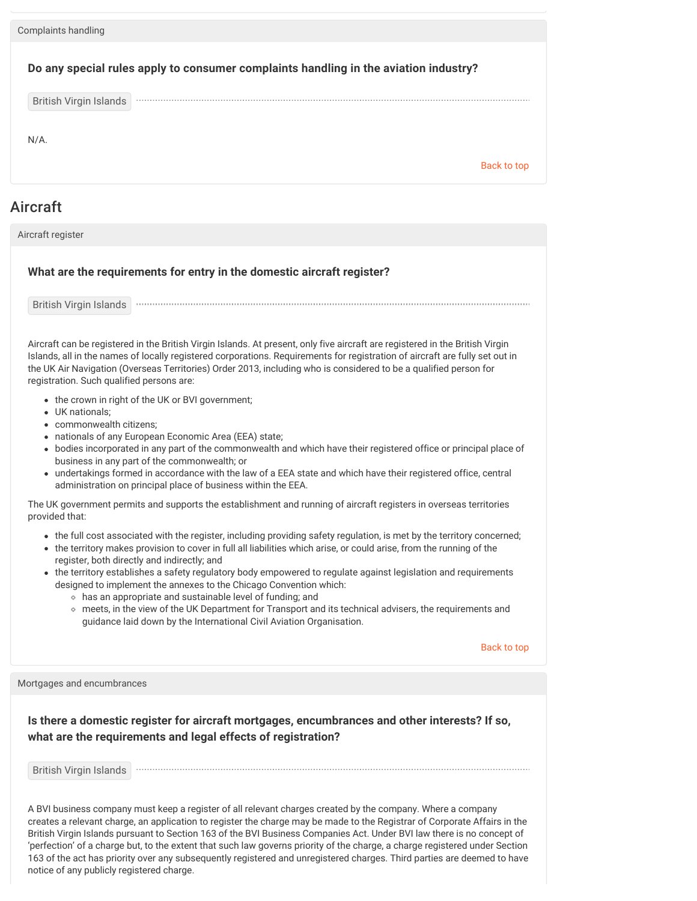Complaints handling

### Do any special rules apply to consumer complaints handling in the aviation industry?

British Virgin Islands

N/A.

Back to top

## Aircraft

Aircraft register

### What are the requirements for entry in the domestic aircraft register?

British Virgin Islands

Aircraft can be registered in the British Virgin Islands. At present, only five aircraft are registered in the British Virgin Islands, all in the names of locally registered corporations. Requirements for registration of aircraft are fully set out in the UK Air Navigation (Overseas Territories) Order 2013, including who is considered to be a qualified person for registration. Such qualified persons are:

- the crown in right of the UK or BVI government;
- UK nationals;
- commonwealth citizens;
- nationals of any European Economic Area (EEA) state;
- bodies incorporated in any part of the commonwealth and which have their registered office or principal place of business in any part of the commonwealth; or
- undertakings formed in accordance with the law of a EEA state and which have their registered office, central administration on principal place of business within the EEA.

The UK government permits and supports the establishment and running of aircraft registers in overseas territories provided that:

- the full cost associated with the register, including providing safety regulation, is met by the territory concerned;
- the territory makes provision to cover in full all liabilities which arise, or could arise, from the running of the register, both directly and indirectly; and
- the territory establishes a safety regulatory body empowered to regulate against legislation and requirements designed to implement the annexes to the Chicago Convention which:
    - has an appropriate and sustainable level of funding; and
    - meets, in the view of the UK Department for Transport and its technical advisers, the requirements and guidance laid down by the International Civil Aviation Organisation.

Back to top

Mortgages and encumbrances

### Is there a domestic register for aircraft mortgages, encumbrances and other interests? If so, what are the requirements and legal effects of registration?

British Virgin Islands

A BVI business company must keep a register of all relevant charges created by the company. Where a company creates a relevant charge, an application to register the charge may be made to the Registrar of Corporate Affairs in the British Virgin Islands pursuant to Section 163 of the BVI Business Companies Act. Under BVI law there is no concept of 'perfection' of a charge but, to the extent that such law governs priority of the charge, a charge registered under Section 163 of the act has priority over any subsequently registered and unregistered charges. Third parties are deemed to have notice of any publicly registered charge.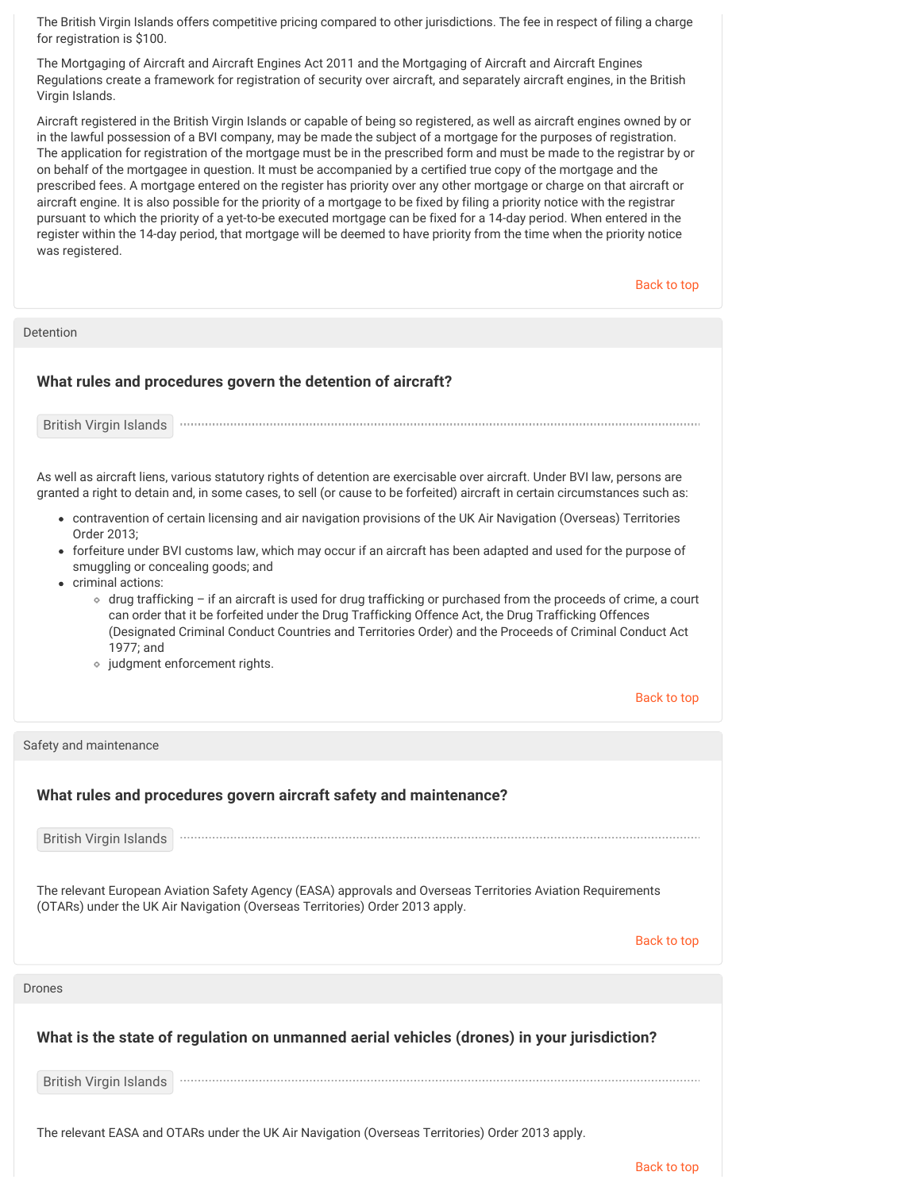The British Virgin Islands offers competitive pricing compared to other jurisdictions. The fee in respect of filing a charge for registration is $100.

The Mortgaging of Aircraft and Aircraft Engines Act 2011 and the Mortgaging of Aircraft and Aircraft Engines Regulations create a framework for registration of security over aircraft, and separately aircraft engines, in the British Virgin Islands.

Aircraft registered in the British Virgin Islands or capable of being so registered, as well as aircraft engines owned by or in the lawful possession of a BVI company, may be made the subject of a mortgage for the purposes of registration. The application for registration of the mortgage must be in the prescribed form and must be made to the registrar by or on behalf of the mortgagee in question. It must be accompanied by a certified true copy of the mortgage and the prescribed fees. A mortgage entered on the register has priority over any other mortgage or charge on that aircraft or aircraft engine. It is also possible for the priority of a mortgage to be fixed by filing a priority notice with the registrar pursuant to which the priority of a yet-to-be executed mortgage can be fixed for a 14-day period. When entered in the register within the 14-day period, that mortgage will be deemed to have priority from the time when the priority notice was registered.

Back to top

## Detention

### What rules and procedures govern the detention of aircraft?

British Virgin Islands

As well as aircraft liens, various statutory rights of detention are exercisable over aircraft. Under BVI law, persons are granted a right to detain and, in some cases, to sell (or cause to be forfeited) aircraft in certain circumstances such as:

- contravention of certain licensing and air navigation provisions of the UK Air Navigation (Overseas) Territories Order 2013;
- forfeiture under BVI customs law, which may occur if an aircraft has been adapted and used for the purpose of smuggling or concealing goods; and
- criminal actions:
  - drug trafficking – if an aircraft is used for drug trafficking or purchased from the proceeds of crime, a court can order that it be forfeited under the Drug Trafficking Offence Act, the Drug Trafficking Offences (Designated Criminal Conduct Countries and Territories Order) and the Proceeds of Criminal Conduct Act 1977; and
  - judgment enforcement rights.

Back to top

## Safety and maintenance

### What rules and procedures govern aircraft safety and maintenance?

British Virgin Islands

The relevant European Aviation Safety Agency (EASA) approvals and Overseas Territories Aviation Requirements (OTARs) under the UK Air Navigation (Overseas Territories) Order 2013 apply.

Back to top

## Drones

### What is the state of regulation on unmanned aerial vehicles (drones) in your jurisdiction?

British Virgin Islands

The relevant EASA and OTARs under the UK Air Navigation (Overseas Territories) Order 2013 apply.

Back to top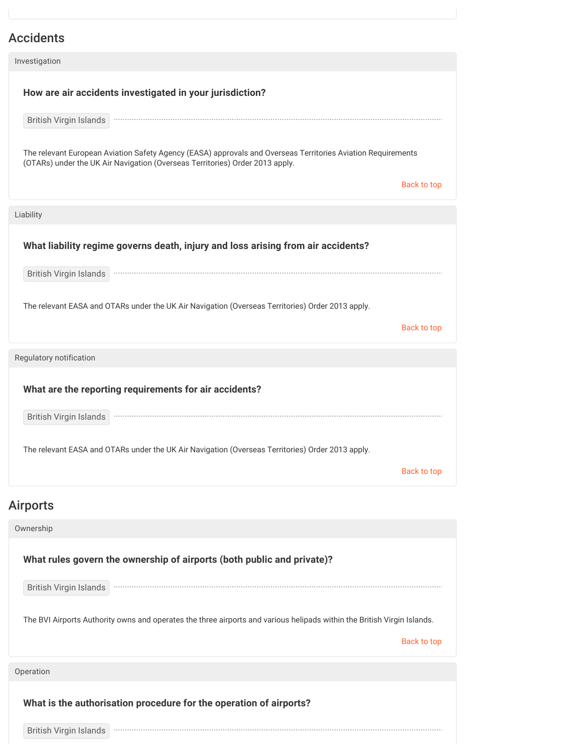## Accidents

Investigation

**How are air accidents investigated in your jurisdiction?**

British Virgin Islands

The relevant European Aviation Safety Agency (EASA) approvals and Overseas Territories Aviation Requirements (OTARs) under the UK Air Navigation (Overseas Territories) Order 2013 apply.

Back to top

Liability

**What liability regime governs death, injury and loss arising from air accidents?**

British Virgin Islands

The relevant EASA and OTARs under the UK Air Navigation (Overseas Territories) Order 2013 apply.

Back to top

Regulatory notification

**What are the reporting requirements for air accidents?**

British Virgin Islands

The relevant EASA and OTARs under the UK Air Navigation (Overseas Territories) Order 2013 apply.

Back to top

## Airports

Ownership

**What rules govern the ownership of airports (both public and private)?**

British Virgin Islands

The BVI Airports Authority owns and operates the three airports and various helipads within the British Virgin Islands.

Back to top

Operation

**What is the authorisation procedure for the operation of airports?**

British Virgin Islands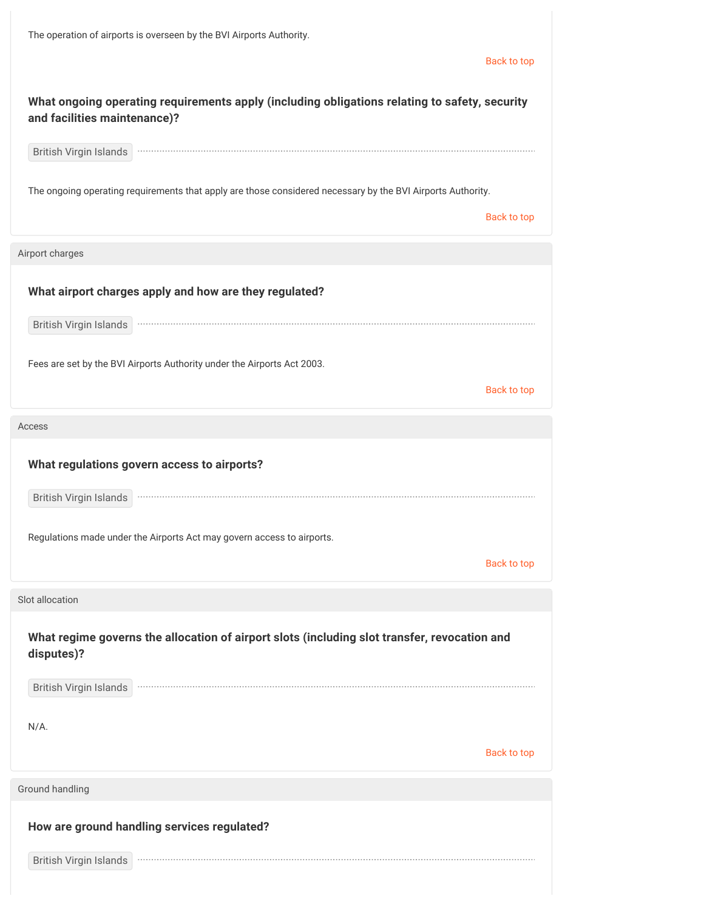The operation of airports is overseen by the BVI Airports Authority.

Back to top

### What ongoing operating requirements apply (including obligations relating to safety, security and facilities maintenance)?

British Virgin Islands

The ongoing operating requirements that apply are those considered necessary by the BVI Airports Authority.

Back to top

## Airport charges

### What airport charges apply and how are they regulated?

British Virgin Islands

Fees are set by the BVI Airports Authority under the Airports Act 2003.

Back to top

## Access

### What regulations govern access to airports?

British Virgin Islands

Regulations made under the Airports Act may govern access to airports.

Back to top

## Slot allocation

### What regime governs the allocation of airport slots (including slot transfer, revocation and disputes)?

British Virgin Islands

N/A.

Back to top

## Ground handling

### How are ground handling services regulated?

British Virgin Islands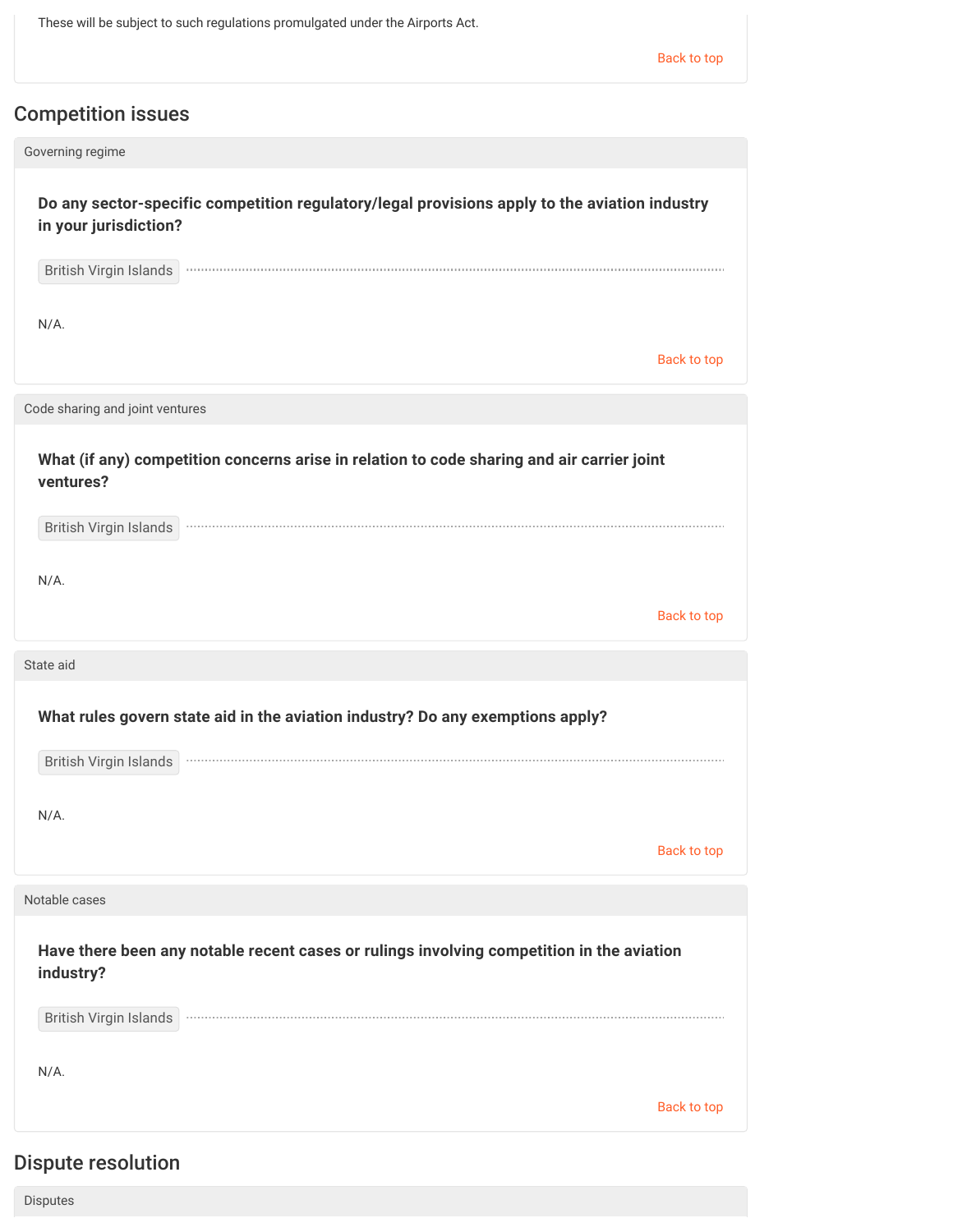These will be subject to such regulations promulgated under the Airports Act.

## Competition issues

### Governing regime

**Do any sector-specific competition regulatory/legal provisions apply to the aviation industry in your jurisdiction?**

British Virgin Islands

N/A.

### Code sharing and joint ventures

**What (if any) competition concerns arise in relation to code sharing and air carrier joint ventures?**

British Virgin Islands

N/A.

### State aid

**What rules govern state aid in the aviation industry? Do any exemptions apply?**

British Virgin Islands

N/A.

### Notable cases

**Have there been any notable recent cases or rulings involving competition in the aviation industry?**

British Virgin Islands

N/A.

## Dispute resolution

### Disputes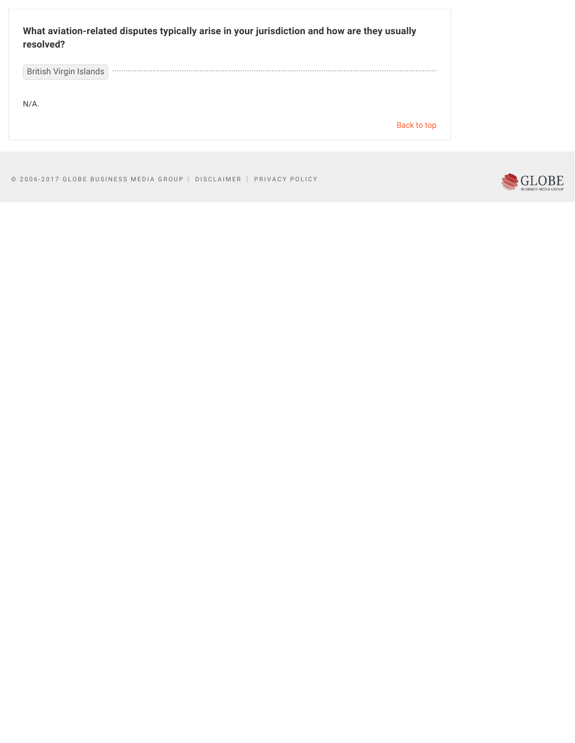**What aviation-related disputes typically arise in your jurisdiction and how are they usually resolved?**

British Virgin Islands

N/A.